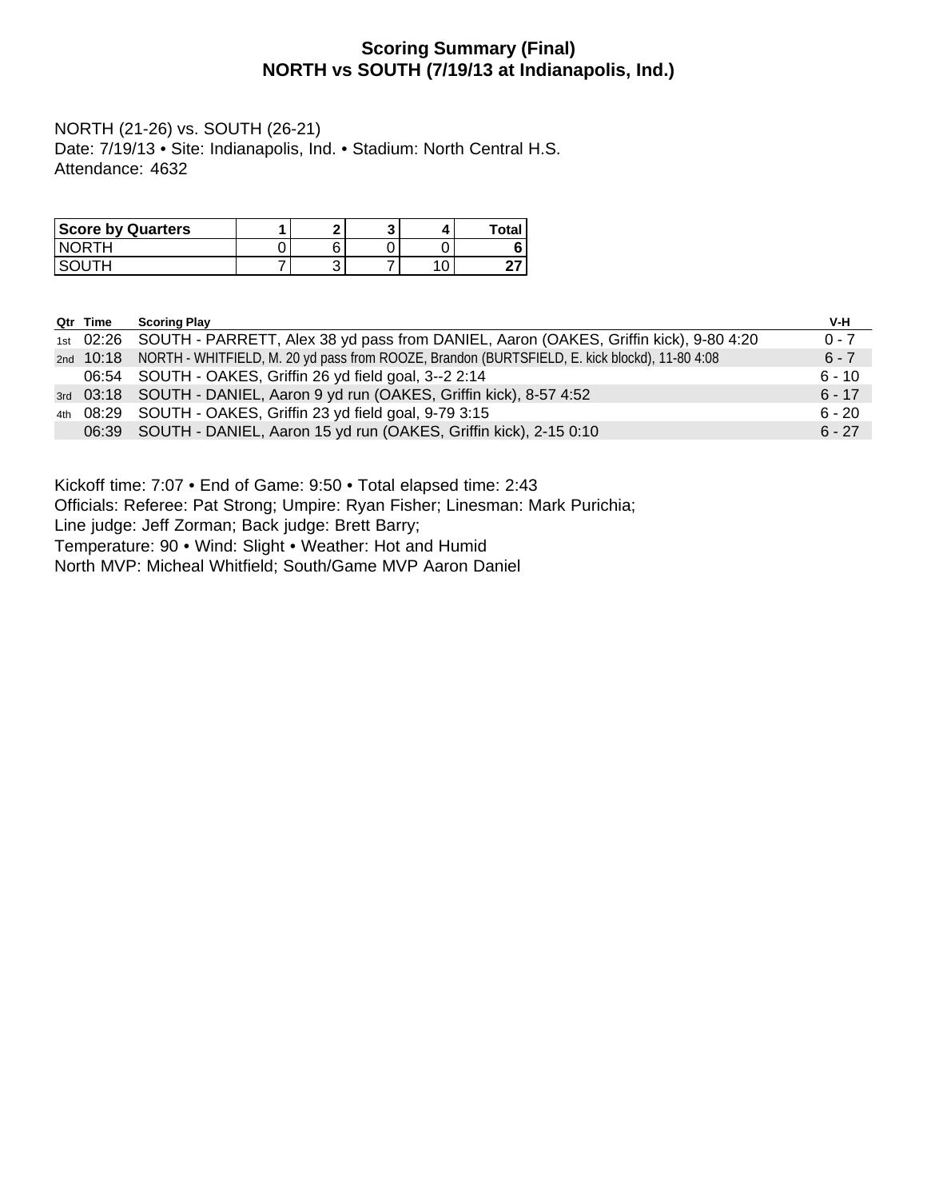# Scoring Summary (Final)
# NORTH vs SOUTH (7/19/13 at Indianapolis, Ind.)

NORTH (21-26) vs. SOUTH (26-21)
Date: 7/19/13 • Site: Indianapolis, Ind. • Stadium: North Central H.S.
Attendance: 4632

| Score by Quarters | 1 | 2 | 3 | 4 | Total |
|---|---|---|---|---|---|
| NORTH | 0 | 6 | 0 | 0 | **6** |
| SOUTH | 7 | 3 | 7 | 10 | **27** |

| Qtr | Time | Scoring Play | V-H |
|---|---|---|---|
| 1st | 02:26 | SOUTH - PARRETT, Alex 38 yd pass from DANIEL, Aaron (OAKES, Griffin kick), 9-80 4:20 | 0 - 7 |
| 2nd | 10:18 | NORTH - WHITFIELD, M. 20 yd pass from ROOZE, Brandon (BURTSFIELD, E. kick blockd), 11-80 4:08 | 6 - 7 |
| | 06:54 | SOUTH - OAKES, Griffin 26 yd field goal, 3--2 2:14 | 6 - 10 |
| 3rd | 03:18 | SOUTH - DANIEL, Aaron 9 yd run (OAKES, Griffin kick), 8-57 4:52 | 6 - 17 |
| 4th | 08:29 | SOUTH - OAKES, Griffin 23 yd field goal, 9-79 3:15 | 6 - 20 |
| | 06:39 | SOUTH - DANIEL, Aaron 15 yd run (OAKES, Griffin kick), 2-15 0:10 | 6 - 27 |

Kickoff time: 7:07 • End of Game: 9:50 • Total elapsed time: 2:43
Officials: Referee: Pat Strong; Umpire: Ryan Fisher; Linesman: Mark Purichia;
Line judge: Jeff Zorman; Back judge: Brett Barry;
Temperature: 90 • Wind: Slight • Weather: Hot and Humid
North MVP: Micheal Whitfield; South/Game MVP Aaron Daniel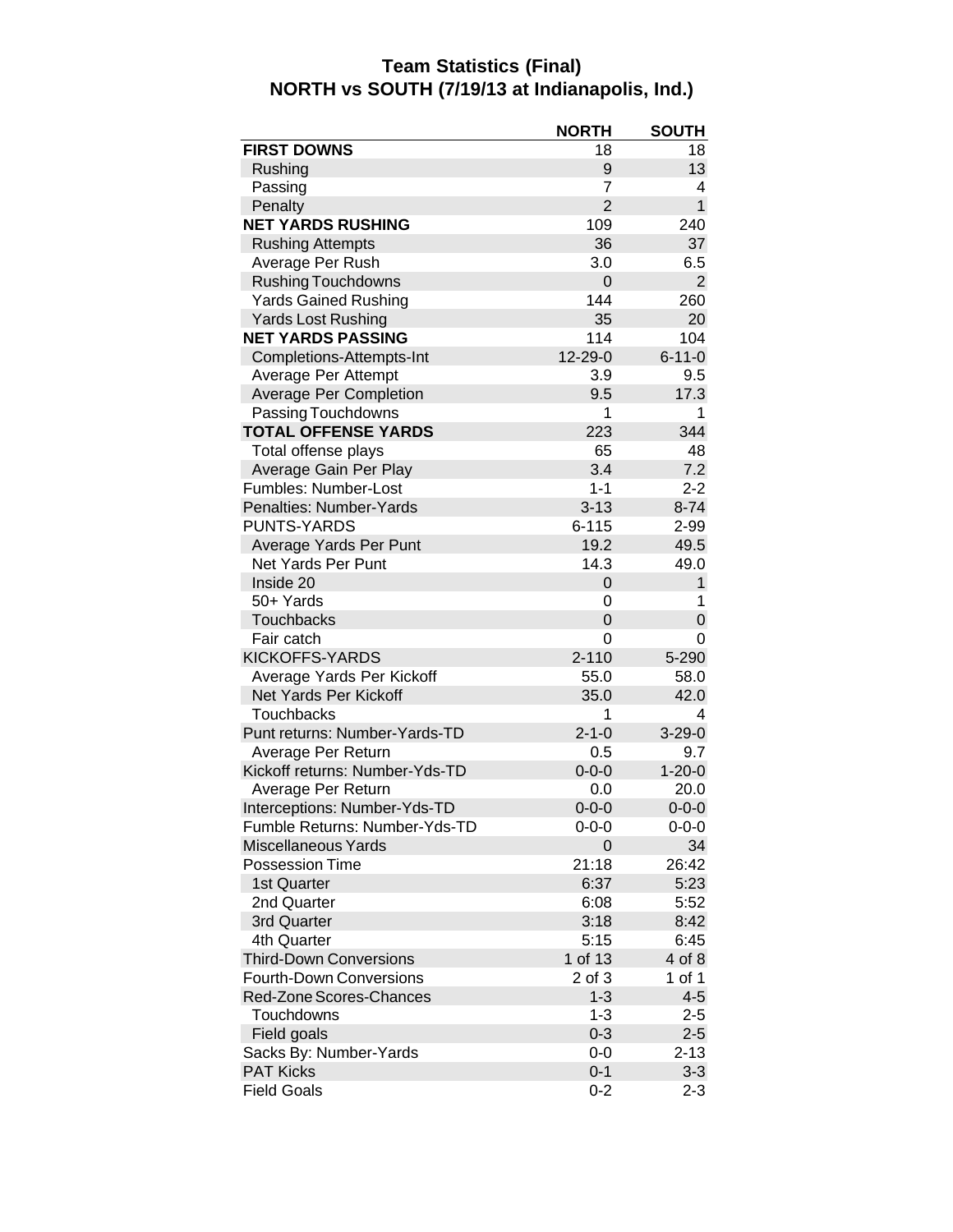# Team Statistics (Final)
# NORTH vs SOUTH (7/19/13 at Indianapolis, Ind.)

| | NORTH | SOUTH |
|---|---|---|
| **FIRST DOWNS** | 18 | 18 |
| Rushing | 9 | 13 |
| Passing | 7 | 4 |
| Penalty | 2 | 1 |
| **NET YARDS RUSHING** | 109 | 240 |
| Rushing Attempts | 36 | 37 |
| Average Per Rush | 3.0 | 6.5 |
| Rushing Touchdowns | 0 | 2 |
| Yards Gained Rushing | 144 | 260 |
| Yards Lost Rushing | 35 | 20 |
| **NET YARDS PASSING** | 114 | 104 |
| Completions-Attempts-Int | 12-29-0 | 6-11-0 |
| Average Per Attempt | 3.9 | 9.5 |
| Average Per Completion | 9.5 | 17.3 |
| Passing Touchdowns | 1 | 1 |
| **TOTAL OFFENSE YARDS** | 223 | 344 |
| Total offense plays | 65 | 48 |
| Average Gain Per Play | 3.4 | 7.2 |
| Fumbles: Number-Lost | 1-1 | 2-2 |
| Penalties: Number-Yards | 3-13 | 8-74 |
| PUNTS-YARDS | 6-115 | 2-99 |
| Average Yards Per Punt | 19.2 | 49.5 |
| Net Yards Per Punt | 14.3 | 49.0 |
| Inside 20 | 0 | 1 |
| 50+ Yards | 0 | 1 |
| Touchbacks | 0 | 0 |
| Fair catch | 0 | 0 |
| KICKOFFS-YARDS | 2-110 | 5-290 |
| Average Yards Per Kickoff | 55.0 | 58.0 |
| Net Yards Per Kickoff | 35.0 | 42.0 |
| Touchbacks | 1 | 4 |
| Punt returns: Number-Yards-TD | 2-1-0 | 3-29-0 |
| Average Per Return | 0.5 | 9.7 |
| Kickoff returns: Number-Yds-TD | 0-0-0 | 1-20-0 |
| Average Per Return | 0.0 | 20.0 |
| Interceptions: Number-Yds-TD | 0-0-0 | 0-0-0 |
| Fumble Returns: Number-Yds-TD | 0-0-0 | 0-0-0 |
| Miscellaneous Yards | 0 | 34 |
| Possession Time | 21:18 | 26:42 |
| 1st Quarter | 6:37 | 5:23 |
| 2nd Quarter | 6:08 | 5:52 |
| 3rd Quarter | 3:18 | 8:42 |
| 4th Quarter | 5:15 | 6:45 |
| Third-Down Conversions | 1 of 13 | 4 of 8 |
| Fourth-Down Conversions | 2 of 3 | 1 of 1 |
| Red-Zone Scores-Chances | 1-3 | 4-5 |
| Touchdowns | 1-3 | 2-5 |
| Field goals | 0-3 | 2-5 |
| Sacks By: Number-Yards | 0-0 | 2-13 |
| PAT Kicks | 0-1 | 3-3 |
| Field Goals | 0-2 | 2-3 |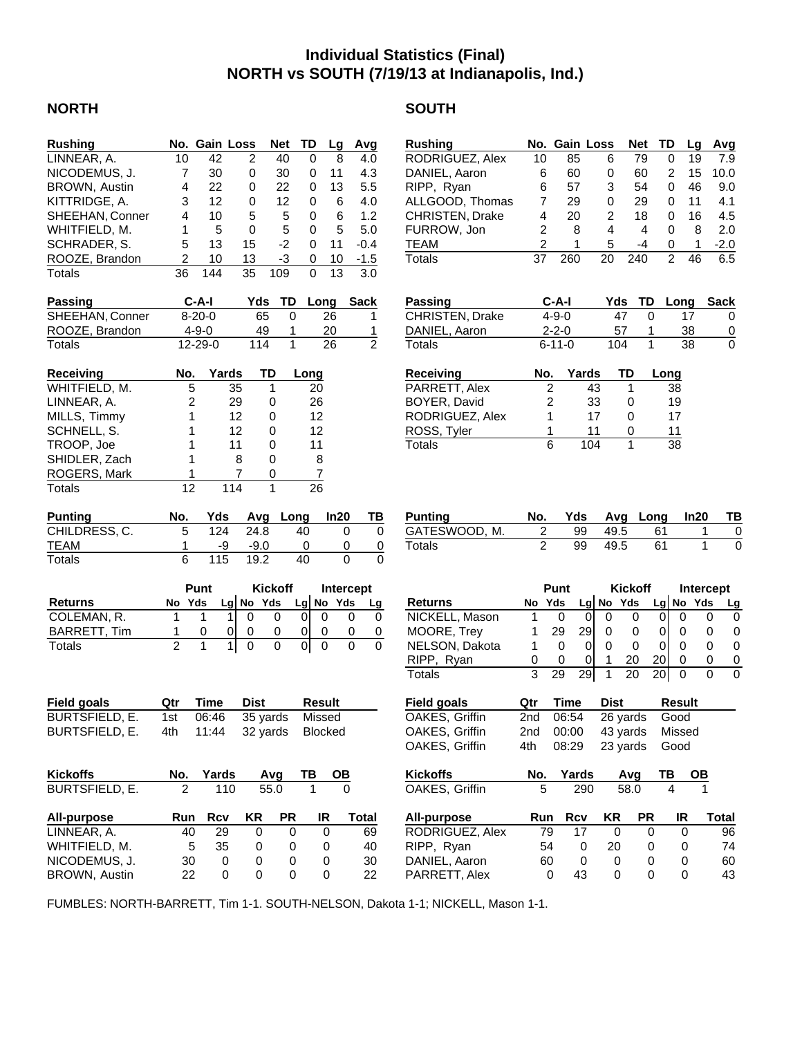# Individual Statistics (Final)
# NORTH vs SOUTH (7/19/13 at Indianapolis, Ind.)

## NORTH

| Rushing | No. | Gain | Loss | Net | TD | Lg | Avg |
|---|---|---|---|---|---|---|---|
| LINNEAR, A. | 10 | 42 | 2 | 40 | 0 | 8 | 4.0 |
| NICODEMUS, J. | 7 | 30 | 0 | 30 | 0 | 11 | 4.3 |
| BROWN, Austin | 4 | 22 | 0 | 22 | 0 | 13 | 5.5 |
| KITTRIDGE, A. | 3 | 12 | 0 | 12 | 0 | 6 | 4.0 |
| SHEEHAN, Conner | 4 | 10 | 5 | 5 | 0 | 6 | 1.2 |
| WHITFIELD, M. | 1 | 5 | 0 | 5 | 0 | 5 | 5.0 |
| SCHRADER, S. | 5 | 13 | 15 | -2 | 0 | 11 | -0.4 |
| ROOZE, Brandon | 2 | 10 | 13 | -3 | 0 | 10 | -1.5 |
| Totals | 36 | 144 | 35 | 109 | 0 | 13 | 3.0 |

| Passing | C-A-I | Yds | TD | Long | Sack |
|---|---|---|---|---|---|
| SHEEHAN, Conner | 8-20-0 | 65 | 0 | 26 | 1 |
| ROOZE, Brandon | 4-9-0 | 49 | 1 | 20 | 1 |
| Totals | 12-29-0 | 114 | 1 | 26 | 2 |

| Receiving | No. | Yards | TD | Long |
|---|---|---|---|---|
| WHITFIELD, M. | 5 | 35 | 1 | 20 |
| LINNEAR, A. | 2 | 29 | 0 | 26 |
| MILLS, Timmy | 1 | 12 | 0 | 12 |
| SCHNELL, S. | 1 | 12 | 0 | 12 |
| TROOP, Joe | 1 | 11 | 0 | 11 |
| SHIDLER, Zach | 1 | 8 | 0 | 8 |
| ROGERS, Mark | 1 | 7 | 0 | 7 |
| Totals | 12 | 114 | 1 | 26 |

| Punting | No. | Yds | Avg | Long | In20 | TB |
|---|---|---|---|---|---|---|
| CHILDRESS, C. | 5 | 124 | 24.8 | 40 | 0 | 0 |
| TEAM | 1 | -9 | -9.0 | 0 | 0 | 0 |
| Totals | 6 | 115 | 19.2 | 40 | 0 | 0 |

| | Punt | | | Kickoff | | | Intercept | | |
|---|---|---|---|---|---|---|---|---|---|
| Returns | No | Yds | Lg | No | Yds | Lg | No | Yds | Lg |
| COLEMAN, R. | 1 | 1 | 1 | 0 | 0 | 0 | 0 | 0 | 0 |
| BARRETT, Tim | 1 | 0 | 0 | 0 | 0 | 0 | 0 | 0 | 0 |
| Totals | 2 | 1 | 1 | 0 | 0 | 0 | 0 | 0 | 0 |

| Field goals | Qtr | Time | Dist | Result |
|---|---|---|---|---|
| BURTSFIELD, E. | 1st | 06:46 | 35 yards | Missed |
| BURTSFIELD, E. | 4th | 11:44 | 32 yards | Blocked |

| Kickoffs | No. | Yards | Avg | TB | OB |
|---|---|---|---|---|---|
| BURTSFIELD, E. | 2 | 110 | 55.0 | 1 | 0 |

| All-purpose | Run | Rcv | KR | PR | IR | Total |
|---|---|---|---|---|---|---|
| LINNEAR, A. | 40 | 29 | 0 | 0 | 0 | 69 |
| WHITFIELD, M. | 5 | 35 | 0 | 0 | 0 | 40 |
| NICODEMUS, J. | 30 | 0 | 0 | 0 | 0 | 30 |
| BROWN, Austin | 22 | 0 | 0 | 0 | 0 | 22 |

## SOUTH

| Rushing | No. | Gain | Loss | Net | TD | Lg | Avg |
|---|---|---|---|---|---|---|---|
| RODRIGUEZ, Alex | 10 | 85 | 6 | 79 | 0 | 19 | 7.9 |
| DANIEL, Aaron | 6 | 60 | 0 | 60 | 2 | 15 | 10.0 |
| RIPP, Ryan | 6 | 57 | 3 | 54 | 0 | 46 | 9.0 |
| ALLGOOD, Thomas | 7 | 29 | 0 | 29 | 0 | 11 | 4.1 |
| CHRISTEN, Drake | 4 | 20 | 2 | 18 | 0 | 16 | 4.5 |
| FURROW, Jon | 2 | 8 | 4 | 4 | 0 | 8 | 2.0 |
| TEAM | 2 | 1 | 5 | -4 | 0 | 1 | -2.0 |
| Totals | 37 | 260 | 20 | 240 | 2 | 46 | 6.5 |

| Passing | C-A-I | Yds | TD | Long | Sack |
|---|---|---|---|---|---|
| CHRISTEN, Drake | 4-9-0 | 47 | 0 | 17 | 0 |
| DANIEL, Aaron | 2-2-0 | 57 | 1 | 38 | 0 |
| Totals | 6-11-0 | 104 | 1 | 38 | 0 |

| Receiving | No. | Yards | TD | Long |
|---|---|---|---|---|
| PARRETT, Alex | 2 | 43 | 1 | 38 |
| BOYER, David | 2 | 33 | 0 | 19 |
| RODRIGUEZ, Alex | 1 | 17 | 0 | 17 |
| ROSS, Tyler | 1 | 11 | 0 | 11 |
| Totals | 6 | 104 | 1 | 38 |

| Punting | No. | Yds | Avg | Long | In20 | TB |
|---|---|---|---|---|---|---|
| GATESWOOD, M. | 2 | 99 | 49.5 | 61 | 1 | 0 |
| Totals | 2 | 99 | 49.5 | 61 | 1 | 0 |

| | Punt | | | Kickoff | | | Intercept | | |
|---|---|---|---|---|---|---|---|---|---|
| Returns | No | Yds | Lg | No | Yds | Lg | No | Yds | Lg |
| NICKELL, Mason | 1 | 0 | 0 | 0 | 0 | 0 | 0 | 0 | 0 |
| MOORE, Trey | 1 | 29 | 29 | 0 | 0 | 0 | 0 | 0 | 0 |
| NELSON, Dakota | 1 | 0 | 0 | 0 | 0 | 0 | 0 | 0 | 0 |
| RIPP, Ryan | 0 | 0 | 0 | 1 | 20 | 20 | 0 | 0 | 0 |
| Totals | 3 | 29 | 29 | 1 | 20 | 20 | 0 | 0 | 0 |

| Field goals | Qtr | Time | Dist | Result |
|---|---|---|---|---|
| OAKES, Griffin | 2nd | 06:54 | 26 yards | Good |
| OAKES, Griffin | 2nd | 00:00 | 43 yards | Missed |
| OAKES, Griffin | 4th | 08:29 | 23 yards | Good |

| Kickoffs | No. | Yards | Avg | TB | OB |
|---|---|---|---|---|---|
| OAKES, Griffin | 5 | 290 | 58.0 | 4 | 1 |

| All-purpose | Run | Rcv | KR | PR | IR | Total |
|---|---|---|---|---|---|---|
| RODRIGUEZ, Alex | 79 | 17 | 0 | 0 | 0 | 96 |
| RIPP, Ryan | 54 | 0 | 20 | 0 | 0 | 74 |
| DANIEL, Aaron | 60 | 0 | 0 | 0 | 0 | 60 |
| PARRETT, Alex | 0 | 43 | 0 | 0 | 0 | 43 |

FUMBLES: NORTH-BARRETT, Tim 1-1. SOUTH-NELSON, Dakota 1-1; NICKELL, Mason 1-1.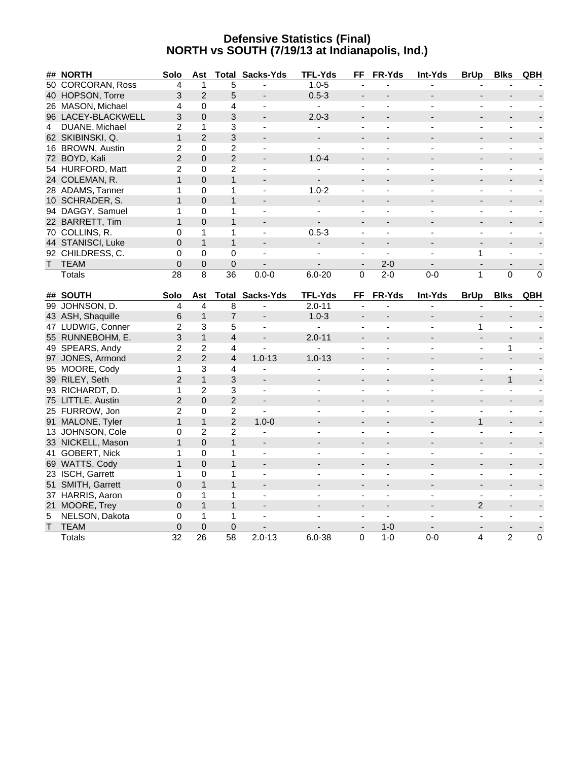# Defensive Statistics (Final)
# NORTH vs SOUTH (7/19/13 at Indianapolis, Ind.)

| ## | NORTH | Solo | Ast | Total | Sacks-Yds | TFL-Yds | FF | FR-Yds | Int-Yds | BrUp | Blks | QBH |
|---|---|---|---|---|---|---|---|---|---|---|---|---|
| 50 | CORCORAN, Ross | 4 | 1 | 5 | - | 1.0-5 | - | - | - | - | - | - |
| 40 | HOPSON, Torre | 3 | 2 | 5 | - | 0.5-3 | - | - | - | - | - | - |
| 26 | MASON, Michael | 4 | 0 | 4 | - | - | - | - | - | - | - | - |
| 96 | LACEY-BLACKWELL | 3 | 0 | 3 | - | 2.0-3 | - | - | - | - | - | - |
| 4 | DUANE, Michael | 2 | 1 | 3 | - | - | - | - | - | - | - | - |
| 62 | SKIBINSKI, Q. | 1 | 2 | 3 | - | - | - | - | - | - | - | - |
| 16 | BROWN, Austin | 2 | 0 | 2 | - | - | - | - | - | - | - | - |
| 72 | BOYD, Kali | 2 | 0 | 2 | - | 1.0-4 | - | - | - | - | - | - |
| 54 | HURFORD, Matt | 2 | 0 | 2 | - | - | - | - | - | - | - | - |
| 24 | COLEMAN, R. | 1 | 0 | 1 | - | - | - | - | - | - | - | - |
| 28 | ADAMS, Tanner | 1 | 0 | 1 | - | 1.0-2 | - | - | - | - | - | - |
| 10 | SCHRADER, S. | 1 | 0 | 1 | - | - | - | - | - | - | - | - |
| 94 | DAGGY, Samuel | 1 | 0 | 1 | - | - | - | - | - | - | - | - |
| 22 | BARRETT, Tim | 1 | 0 | 1 | - | - | - | - | - | - | - | - |
| 70 | COLLINS, R. | 0 | 1 | 1 | - | 0.5-3 | - | - | - | - | - | - |
| 44 | STANISCI, Luke | 0 | 1 | 1 | - | - | - | - | - | - | - | - |
| 92 | CHILDRESS, C. | 0 | 0 | 0 | - | - | - | - | - | 1 | - | - |
| T | TEAM | 0 | 0 | 0 | - | - | - | 2-0 | - | - | - | - |
| | Totals | 28 | 8 | 36 | 0.0-0 | 6.0-20 | 0 | 2-0 | 0-0 | 1 | 0 | 0 |

| ## | SOUTH | Solo | Ast | Total | Sacks-Yds | TFL-Yds | FF | FR-Yds | Int-Yds | BrUp | Blks | QBH |
|---|---|---|---|---|---|---|---|---|---|---|---|---|
| 99 | JOHNSON, D. | 4 | 4 | 8 | - | 2.0-11 | - | - | - | - | - | - |
| 43 | ASH, Shaquille | 6 | 1 | 7 | - | 1.0-3 | - | - | - | - | - | - |
| 47 | LUDWIG, Conner | 2 | 3 | 5 | - | - | - | - | - | 1 | - | - |
| 55 | RUNNEBOHM, E. | 3 | 1 | 4 | - | 2.0-11 | - | - | - | - | - | - |
| 49 | SPEARS, Andy | 2 | 2 | 4 | - | - | - | - | - | - | 1 | - |
| 97 | JONES, Armond | 2 | 2 | 4 | 1.0-13 | 1.0-13 | - | - | - | - | - | - |
| 95 | MOORE, Cody | 1 | 3 | 4 | - | - | - | - | - | - | - | - |
| 39 | RILEY, Seth | 2 | 1 | 3 | - | - | - | - | - | - | 1 | - |
| 93 | RICHARDT, D. | 1 | 2 | 3 | - | - | - | - | - | - | - | - |
| 75 | LITTLE, Austin | 2 | 0 | 2 | - | - | - | - | - | - | - | - |
| 25 | FURROW, Jon | 2 | 0 | 2 | - | - | - | - | - | - | - | - |
| 91 | MALONE, Tyler | 1 | 1 | 2 | 1.0-0 | - | - | - | - | 1 | - | - |
| 13 | JOHNSON, Cole | 0 | 2 | 2 | - | - | - | - | - | - | - | - |
| 33 | NICKELL, Mason | 1 | 0 | 1 | - | - | - | - | - | - | - | - |
| 41 | GOBERT, Nick | 1 | 0 | 1 | - | - | - | - | - | - | - | - |
| 69 | WATTS, Cody | 1 | 0 | 1 | - | - | - | - | - | - | - | - |
| 23 | ISCH, Garrett | 1 | 0 | 1 | - | - | - | - | - | - | - | - |
| 51 | SMITH, Garrett | 0 | 1 | 1 | - | - | - | - | - | - | - | - |
| 37 | HARRIS, Aaron | 0 | 1 | 1 | - | - | - | - | - | - | - | - |
| 21 | MOORE, Trey | 0 | 1 | 1 | - | - | - | - | - | 2 | - | - |
| 5 | NELSON, Dakota | 0 | 1 | 1 | - | - | - | - | - | - | - | - |
| T | TEAM | 0 | 0 | 0 | - | - | - | 1-0 | - | - | - | - |
| | Totals | 32 | 26 | 58 | 2.0-13 | 6.0-38 | 0 | 1-0 | 0-0 | 4 | 2 | 0 |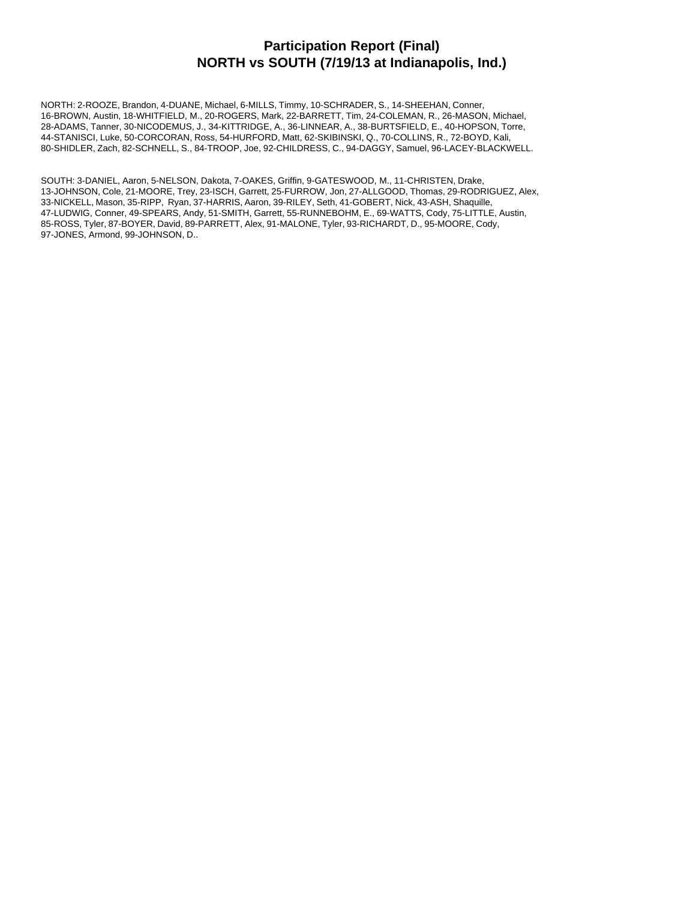# Participation Report (Final)
# NORTH vs SOUTH (7/19/13 at Indianapolis, Ind.)

NORTH: 2-ROOZE, Brandon, 4-DUANE, Michael, 6-MILLS, Timmy, 10-SCHRADER, S., 14-SHEEHAN, Conner, 16-BROWN, Austin, 18-WHITFIELD, M., 20-ROGERS, Mark, 22-BARRETT, Tim, 24-COLEMAN, R., 26-MASON, Michael, 28-ADAMS, Tanner, 30-NICODEMUS, J., 34-KITTRIDGE, A., 36-LINNEAR, A., 38-BURTSFIELD, E., 40-HOPSON, Torre, 44-STANISCI, Luke, 50-CORCORAN, Ross, 54-HURFORD, Matt, 62-SKIBINSKI, Q., 70-COLLINS, R., 72-BOYD, Kali, 80-SHIDLER, Zach, 82-SCHNELL, S., 84-TROOP, Joe, 92-CHILDRESS, C., 94-DAGGY, Samuel, 96-LACEY-BLACKWELL.

SOUTH: 3-DANIEL, Aaron, 5-NELSON, Dakota, 7-OAKES, Griffin, 9-GATESWOOD, M., 11-CHRISTEN, Drake, 13-JOHNSON, Cole, 21-MOORE, Trey, 23-ISCH, Garrett, 25-FURROW, Jon, 27-ALLGOOD, Thomas, 29-RODRIGUEZ, Alex, 33-NICKELL, Mason, 35-RIPP, Ryan, 37-HARRIS, Aaron, 39-RILEY, Seth, 41-GOBERT, Nick, 43-ASH, Shaquille, 47-LUDWIG, Conner, 49-SPEARS, Andy, 51-SMITH, Garrett, 55-RUNNEBOHM, E., 69-WATTS, Cody, 75-LITTLE, Austin, 85-ROSS, Tyler, 87-BOYER, David, 89-PARRETT, Alex, 91-MALONE, Tyler, 93-RICHARDT, D., 95-MOORE, Cody, 97-JONES, Armond, 99-JOHNSON, D..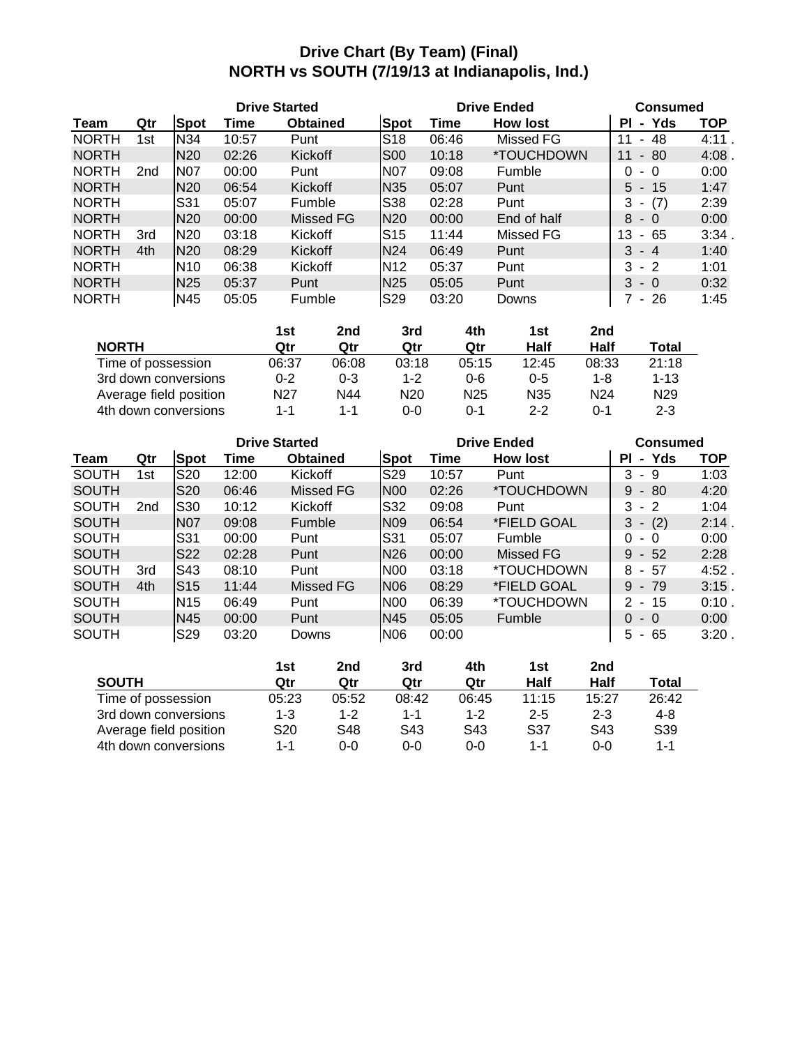# Drive Chart (By Team) (Final)
## NORTH vs SOUTH (7/19/13 at Indianapolis, Ind.)

| Team | Qtr | Drive Started Spot | Drive Started Time | Drive Started Obtained | Drive Ended Spot | Drive Ended Time | Drive Ended How lost | Consumed Pl - Yds | Consumed TOP |
|---|---|---|---|---|---|---|---|---|---|
| NORTH | 1st | N34 | 10:57 | Punt | S18 | 06:46 | Missed FG | 11 - 48 | 4:11 . |
| NORTH | | N20 | 02:26 | Kickoff | S00 | 10:18 | *TOUCHDOWN | 11 - 80 | 4:08 . |
| NORTH | 2nd | N07 | 00:00 | Punt | N07 | 09:08 | Fumble | 0 - 0 | 0:00 |
| NORTH | | N20 | 06:54 | Kickoff | N35 | 05:07 | Punt | 5 - 15 | 1:47 |
| NORTH | | S31 | 05:07 | Fumble | S38 | 02:28 | Punt | 3 - (7) | 2:39 |
| NORTH | | N20 | 00:00 | Missed FG | N20 | 00:00 | End of half | 8 - 0 | 0:00 |
| NORTH | 3rd | N20 | 03:18 | Kickoff | S15 | 11:44 | Missed FG | 13 - 65 | 3:34 . |
| NORTH | 4th | N20 | 08:29 | Kickoff | N24 | 06:49 | Punt | 3 - 4 | 1:40 |
| NORTH | | N10 | 06:38 | Kickoff | N12 | 05:37 | Punt | 3 - 2 | 1:01 |
| NORTH | | N25 | 05:37 | Punt | N25 | 05:05 | Punt | 3 - 0 | 0:32 |
| NORTH | | N45 | 05:05 | Fumble | S29 | 03:20 | Downs | 7 - 26 | 1:45 |

| NORTH | 1st Qtr | 2nd Qtr | 3rd Qtr | 4th Qtr | 1st Half | 2nd Half | Total |
|---|---|---|---|---|---|---|---|
| Time of possession | 06:37 | 06:08 | 03:18 | 05:15 | 12:45 | 08:33 | 21:18 |
| 3rd down conversions | 0-2 | 0-3 | 1-2 | 0-6 | 0-5 | 1-8 | 1-13 |
| Average field position | N27 | N44 | N20 | N25 | N35 | N24 | N29 |
| 4th down conversions | 1-1 | 1-1 | 0-0 | 0-1 | 2-2 | 0-1 | 2-3 |

| Team | Qtr | Drive Started Spot | Drive Started Time | Drive Started Obtained | Drive Ended Spot | Drive Ended Time | Drive Ended How lost | Consumed Pl - Yds | Consumed TOP |
|---|---|---|---|---|---|---|---|---|---|
| SOUTH | 1st | S20 | 12:00 | Kickoff | S29 | 10:57 | Punt | 3 - 9 | 1:03 |
| SOUTH | | S20 | 06:46 | Missed FG | N00 | 02:26 | *TOUCHDOWN | 9 - 80 | 4:20 |
| SOUTH | 2nd | S30 | 10:12 | Kickoff | S32 | 09:08 | Punt | 3 - 2 | 1:04 |
| SOUTH | | N07 | 09:08 | Fumble | N09 | 06:54 | *FIELD GOAL | 3 - (2) | 2:14 . |
| SOUTH | | S31 | 00:00 | Punt | S31 | 05:07 | Fumble | 0 - 0 | 0:00 |
| SOUTH | | S22 | 02:28 | Punt | N26 | 00:00 | Missed FG | 9 - 52 | 2:28 |
| SOUTH | 3rd | S43 | 08:10 | Punt | N00 | 03:18 | *TOUCHDOWN | 8 - 57 | 4:52 . |
| SOUTH | 4th | S15 | 11:44 | Missed FG | N06 | 08:29 | *FIELD GOAL | 9 - 79 | 3:15 . |
| SOUTH | | N15 | 06:49 | Punt | N00 | 06:39 | *TOUCHDOWN | 2 - 15 | 0:10 . |
| SOUTH | | N45 | 00:00 | Punt | N45 | 05:05 | Fumble | 0 - 0 | 0:00 |
| SOUTH | | S29 | 03:20 | Downs | N06 | 00:00 | | 5 - 65 | 3:20 . |

| SOUTH | 1st Qtr | 2nd Qtr | 3rd Qtr | 4th Qtr | 1st Half | 2nd Half | Total |
|---|---|---|---|---|---|---|---|
| Time of possession | 05:23 | 05:52 | 08:42 | 06:45 | 11:15 | 15:27 | 26:42 |
| 3rd down conversions | 1-3 | 1-2 | 1-1 | 1-2 | 2-5 | 2-3 | 4-8 |
| Average field position | S20 | S48 | S43 | S43 | S37 | S43 | S39 |
| 4th down conversions | 1-1 | 0-0 | 0-0 | 0-0 | 1-1 | 0-0 | 1-1 |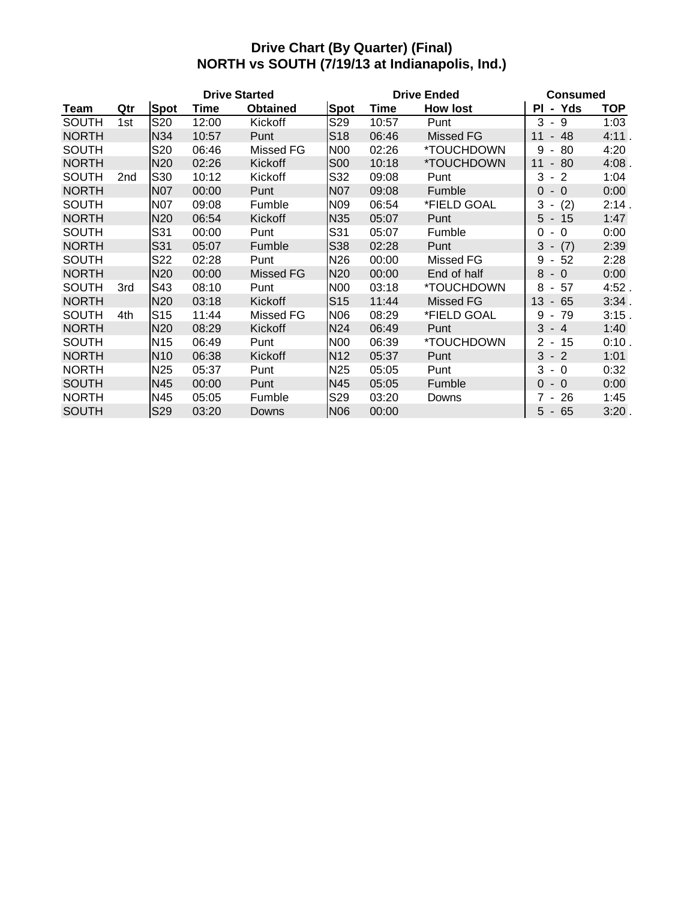# Drive Chart (By Quarter) (Final)
## NORTH vs SOUTH (7/19/13 at Indianapolis, Ind.)

| | | Drive Started | | | Drive Ended | | | Consumed | |
|---|---|---|---|---|---|---|---|---|---|
| Team | Qtr | Spot | Time | Obtained | Spot | Time | How lost | Pl - Yds | TOP |
| SOUTH | 1st | S20 | 12:00 | Kickoff | S29 | 10:57 | Punt | 3 - 9 | 1:03 |
| NORTH | | N34 | 10:57 | Punt | S18 | 06:46 | Missed FG | 11 - 48 | 4:11 . |
| SOUTH | | S20 | 06:46 | Missed FG | N00 | 02:26 | *TOUCHDOWN | 9 - 80 | 4:20 |
| NORTH | | N20 | 02:26 | Kickoff | S00 | 10:18 | *TOUCHDOWN | 11 - 80 | 4:08 . |
| SOUTH | 2nd | S30 | 10:12 | Kickoff | S32 | 09:08 | Punt | 3 - 2 | 1:04 |
| NORTH | | N07 | 00:00 | Punt | N07 | 09:08 | Fumble | 0 - 0 | 0:00 |
| SOUTH | | N07 | 09:08 | Fumble | N09 | 06:54 | *FIELD GOAL | 3 - (2) | 2:14 . |
| NORTH | | N20 | 06:54 | Kickoff | N35 | 05:07 | Punt | 5 - 15 | 1:47 |
| SOUTH | | S31 | 00:00 | Punt | S31 | 05:07 | Fumble | 0 - 0 | 0:00 |
| NORTH | | S31 | 05:07 | Fumble | S38 | 02:28 | Punt | 3 - (7) | 2:39 |
| SOUTH | | S22 | 02:28 | Punt | N26 | 00:00 | Missed FG | 9 - 52 | 2:28 |
| NORTH | | N20 | 00:00 | Missed FG | N20 | 00:00 | End of half | 8 - 0 | 0:00 |
| SOUTH | 3rd | S43 | 08:10 | Punt | N00 | 03:18 | *TOUCHDOWN | 8 - 57 | 4:52 . |
| NORTH | | N20 | 03:18 | Kickoff | S15 | 11:44 | Missed FG | 13 - 65 | 3:34 . |
| SOUTH | 4th | S15 | 11:44 | Missed FG | N06 | 08:29 | *FIELD GOAL | 9 - 79 | 3:15 . |
| NORTH | | N20 | 08:29 | Kickoff | N24 | 06:49 | Punt | 3 - 4 | 1:40 |
| SOUTH | | N15 | 06:49 | Punt | N00 | 06:39 | *TOUCHDOWN | 2 - 15 | 0:10 . |
| NORTH | | N10 | 06:38 | Kickoff | N12 | 05:37 | Punt | 3 - 2 | 1:01 |
| NORTH | | N25 | 05:37 | Punt | N25 | 05:05 | Punt | 3 - 0 | 0:32 |
| SOUTH | | N45 | 00:00 | Punt | N45 | 05:05 | Fumble | 0 - 0 | 0:00 |
| NORTH | | N45 | 05:05 | Fumble | S29 | 03:20 | Downs | 7 - 26 | 1:45 |
| SOUTH | | S29 | 03:20 | Downs | N06 | 00:00 | | 5 - 65 | 3:20 . |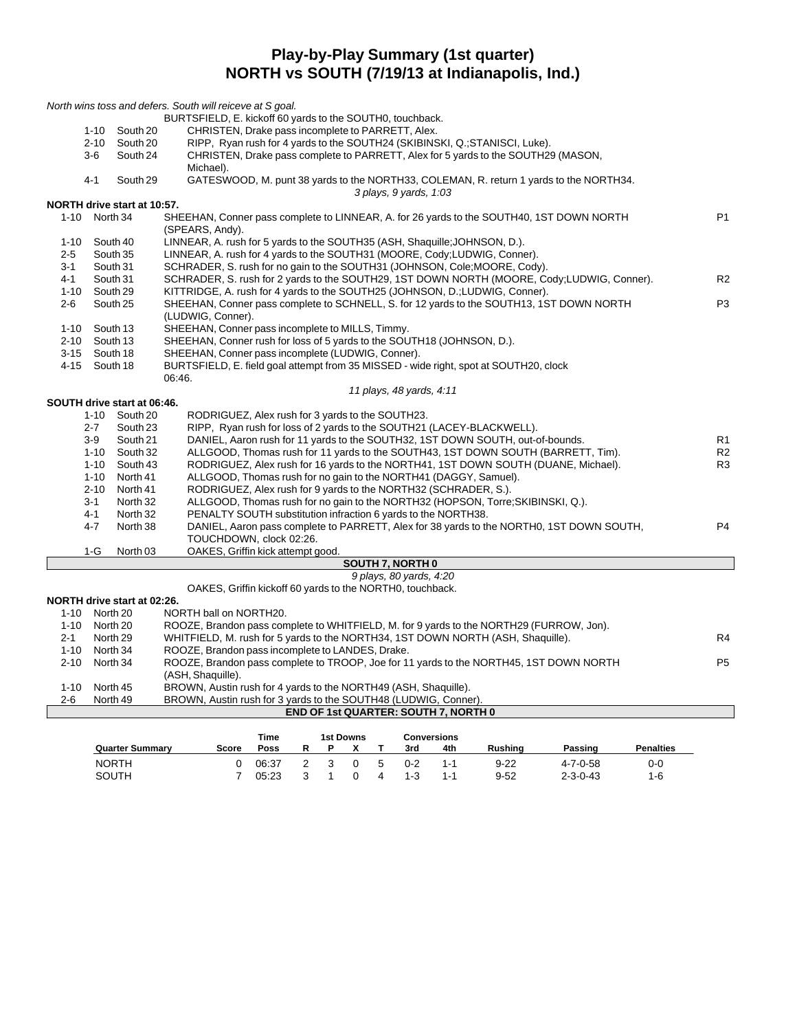# Play-by-Play Summary (1st quarter)
## NORTH vs SOUTH (7/19/13 at Indianapolis, Ind.)

*North wins toss and defers. South will reieceve at S goal.*

BURTSFIELD, E. kickoff 60 yards to the SOUTH0, touchback.

| Down | Spot | Play | |
|---|---|---|---|
| 1-10 | South 20 | CHRISTEN, Drake pass incomplete to PARRETT, Alex. | |
| 2-10 | South 20 | RIPP, Ryan rush for 4 yards to the SOUTH24 (SKIBINSKI, Q.;STANISCI, Luke). | |
| 3-6 | South 24 | CHRISTEN, Drake pass complete to PARRETT, Alex for 5 yards to the SOUTH29 (MASON, Michael). | |
| 4-1 | South 29 | GATESWOOD, M. punt 38 yards to the NORTH33, COLEMAN, R. return 1 yards to the NORTH34. | |

*3 plays, 9 yards, 1:03*

**NORTH drive start at 10:57.**

| Down | Spot | Play | |
|---|---|---|---|
| 1-10 | North 34 | SHEEHAN, Conner pass complete to LINNEAR, A. for 26 yards to the SOUTH40, 1ST DOWN NORTH (SPEARS, Andy). | P1 |
| 1-10 | South 40 | LINNEAR, A. rush for 5 yards to the SOUTH35 (ASH, Shaquille;JOHNSON, D.). | |
| 2-5 | South 35 | LINNEAR, A. rush for 4 yards to the SOUTH31 (MOORE, Cody;LUDWIG, Conner). | |
| 3-1 | South 31 | SCHRADER, S. rush for no gain to the SOUTH31 (JOHNSON, Cole;MOORE, Cody). | |
| 4-1 | South 31 | SCHRADER, S. rush for 2 yards to the SOUTH29, 1ST DOWN NORTH (MOORE, Cody;LUDWIG, Conner). | R2 |
| 1-10 | South 29 | KITTRIDGE, A. rush for 4 yards to the SOUTH25 (JOHNSON, D.;LUDWIG, Conner). | |
| 2-6 | South 25 | SHEEHAN, Conner pass complete to SCHNELL, S. for 12 yards to the SOUTH13, 1ST DOWN NORTH (LUDWIG, Conner). | P3 |
| 1-10 | South 13 | SHEEHAN, Conner pass incomplete to MILLS, Timmy. | |
| 2-10 | South 13 | SHEEHAN, Conner rush for loss of 5 yards to the SOUTH18 (JOHNSON, D.). | |
| 3-15 | South 18 | SHEEHAN, Conner pass incomplete (LUDWIG, Conner). | |
| 4-15 | South 18 | BURTSFIELD, E. field goal attempt from 35 MISSED - wide right, spot at SOUTH20, clock 06:46. | |

*11 plays, 48 yards, 4:11*

**SOUTH drive start at 06:46.**

| Down | Spot | Play | |
|---|---|---|---|
| 1-10 | South 20 | RODRIGUEZ, Alex rush for 3 yards to the SOUTH23. | |
| 2-7 | South 23 | RIPP, Ryan rush for loss of 2 yards to the SOUTH21 (LACEY-BLACKWELL). | |
| 3-9 | South 21 | DANIEL, Aaron rush for 11 yards to the SOUTH32, 1ST DOWN SOUTH, out-of-bounds. | R1 |
| 1-10 | South 32 | ALLGOOD, Thomas rush for 11 yards to the SOUTH43, 1ST DOWN SOUTH (BARRETT, Tim). | R2 |
| 1-10 | South 43 | RODRIGUEZ, Alex rush for 16 yards to the NORTH41, 1ST DOWN SOUTH (DUANE, Michael). | R3 |
| 1-10 | North 41 | ALLGOOD, Thomas rush for no gain to the NORTH41 (DAGGY, Samuel). | |
| 2-10 | North 41 | RODRIGUEZ, Alex rush for 9 yards to the NORTH32 (SCHRADER, S.). | |
| 3-1 | North 32 | ALLGOOD, Thomas rush for no gain to the NORTH32 (HOPSON, Torre;SKIBINSKI, Q.). | |
| 4-1 | North 32 | PENALTY SOUTH substitution infraction 6 yards to the NORTH38. | |
| 4-7 | North 38 | DANIEL, Aaron pass complete to PARRETT, Alex for 38 yards to the NORTH0, 1ST DOWN SOUTH, TOUCHDOWN, clock 02:26. | P4 |
| 1-G | North 03 | OAKES, Griffin kick attempt good. | |

**SOUTH 7, NORTH 0**

*9 plays, 80 yards, 4:20*

OAKES, Griffin kickoff 60 yards to the NORTH0, touchback.

**NORTH drive start at 02:26.**

| Down | Spot | Play | |
|---|---|---|---|
| 1-10 | North 20 | NORTH ball on NORTH20. | |
| 1-10 | North 20 | ROOZE, Brandon pass complete to WHITFIELD, M. for 9 yards to the NORTH29 (FURROW, Jon). | |
| 2-1 | North 29 | WHITFIELD, M. rush for 5 yards to the NORTH34, 1ST DOWN NORTH (ASH, Shaquille). | R4 |
| 1-10 | North 34 | ROOZE, Brandon pass incomplete to LANDES, Drake. | |
| 2-10 | North 34 | ROOZE, Brandon pass complete to TROOP, Joe for 11 yards to the NORTH45, 1ST DOWN NORTH (ASH, Shaquille). | P5 |
| 1-10 | North 45 | BROWN, Austin rush for 4 yards to the NORTH49 (ASH, Shaquille). | |
| 2-6 | North 49 | BROWN, Austin rush for 3 yards to the SOUTH48 (LUDWIG, Conner). | |

**END OF 1st QUARTER: SOUTH 7, NORTH 0**

| Quarter Summary | Score | Time Poss | 1st Downs R | P | X | T | Conversions 3rd | 4th | Rushing | Passing | Penalties |
|---|---|---|---|---|---|---|---|---|---|---|---|
| NORTH | 0 | 06:37 | 2 | 3 | 0 | 5 | 0-2 | 1-1 | 9-22 | 4-7-0-58 | 0-0 |
| SOUTH | 7 | 05:23 | 3 | 1 | 0 | 4 | 1-3 | 1-1 | 9-52 | 2-3-0-43 | 1-6 |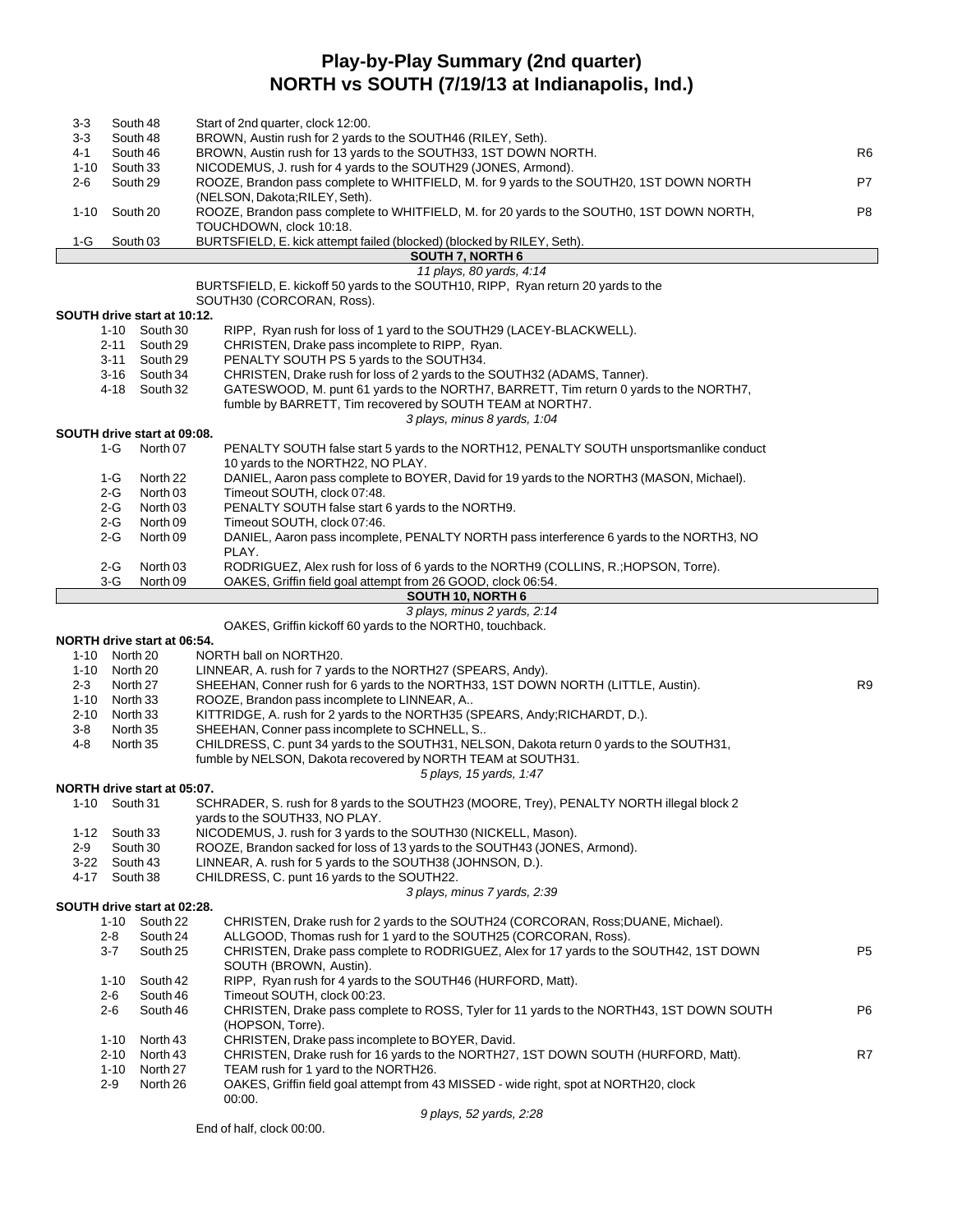# Play-by-Play Summary (2nd quarter)
## NORTH vs SOUTH (7/19/13 at Indianapolis, Ind.)

| Down | Spot | Play | |
|---|---|---|---|
| 3-3 | South 48 | Start of 2nd quarter, clock 12:00. | |
| 3-3 | South 48 | BROWN, Austin rush for 2 yards to the SOUTH46 (RILEY, Seth). | |
| 4-1 | South 46 | BROWN, Austin rush for 13 yards to the SOUTH33, 1ST DOWN NORTH. | R6 |
| 1-10 | South 33 | NICODEMUS, J. rush for 4 yards to the SOUTH29 (JONES, Armond). | |
| 2-6 | South 29 | ROOZE, Brandon pass complete to WHITFIELD, M. for 9 yards to the SOUTH20, 1ST DOWN NORTH (NELSON, Dakota;RILEY, Seth). | P7 |
| 1-10 | South 20 | ROOZE, Brandon pass complete to WHITFIELD, M. for 20 yards to the SOUTH0, 1ST DOWN NORTH, TOUCHDOWN, clock 10:18. | P8 |
| 1-G | South 03 | BURTSFIELD, E. kick attempt failed (blocked) (blocked by RILEY, Seth). | |

**SOUTH 7, NORTH 6**

*11 plays, 80 yards, 4:14*

BURTSFIELD, E. kickoff 50 yards to the SOUTH10, RIPP, Ryan return 20 yards to the SOUTH30 (CORCORAN, Ross).

**SOUTH drive start at 10:12.**

| Down | Spot | Play |
|---|---|---|
| 1-10 | South 30 | RIPP, Ryan rush for loss of 1 yard to the SOUTH29 (LACEY-BLACKWELL). |
| 2-11 | South 29 | CHRISTEN, Drake pass incomplete to RIPP, Ryan. |
| 3-11 | South 29 | PENALTY SOUTH PS 5 yards to the SOUTH34. |
| 3-16 | South 34 | CHRISTEN, Drake rush for loss of 2 yards to the SOUTH32 (ADAMS, Tanner). |
| 4-18 | South 32 | GATESWOOD, M. punt 61 yards to the NORTH7, BARRETT, Tim return 0 yards to the NORTH7, fumble by BARRETT, Tim recovered by SOUTH TEAM at NORTH7. |

*3 plays, minus 8 yards, 1:04*

**SOUTH drive start at 09:08.**

| Down | Spot | Play |
|---|---|---|
| 1-G | North 07 | PENALTY SOUTH false start 5 yards to the NORTH12, PENALTY SOUTH unsportsmanlike conduct 10 yards to the NORTH22, NO PLAY. |
| 1-G | North 22 | DANIEL, Aaron pass complete to BOYER, David for 19 yards to the NORTH3 (MASON, Michael). |
| 2-G | North 03 | Timeout SOUTH, clock 07:48. |
| 2-G | North 03 | PENALTY SOUTH false start 6 yards to the NORTH9. |
| 2-G | North 09 | Timeout SOUTH, clock 07:46. |
| 2-G | North 09 | DANIEL, Aaron pass incomplete, PENALTY NORTH pass interference 6 yards to the NORTH3, NO PLAY. |
| 2-G | North 03 | RODRIGUEZ, Alex rush for loss of 6 yards to the NORTH9 (COLLINS, R.;HOPSON, Torre). |
| 3-G | North 09 | OAKES, Griffin field goal attempt from 26 GOOD, clock 06:54. |

**SOUTH 10, NORTH 6**

*3 plays, minus 2 yards, 2:14*

OAKES, Griffin kickoff 60 yards to the NORTH0, touchback.

**NORTH drive start at 06:54.**

| Down | Spot | Play | |
|---|---|---|---|
| 1-10 | North 20 | NORTH ball on NORTH20. | |
| 1-10 | North 20 | LINNEAR, A. rush for 7 yards to the NORTH27 (SPEARS, Andy). | |
| 2-3 | North 27 | SHEEHAN, Conner rush for 6 yards to the NORTH33, 1ST DOWN NORTH (LITTLE, Austin). | R9 |
| 1-10 | North 33 | ROOZE, Brandon pass incomplete to LINNEAR, A.. | |
| 2-10 | North 33 | KITTRIDGE, A. rush for 2 yards to the NORTH35 (SPEARS, Andy;RICHARDT, D.). | |
| 3-8 | North 35 | SHEEHAN, Conner pass incomplete to SCHNELL, S.. | |
| 4-8 | North 35 | CHILDRESS, C. punt 34 yards to the SOUTH31, NELSON, Dakota return 0 yards to the SOUTH31, fumble by NELSON, Dakota recovered by NORTH TEAM at SOUTH31. | |

*5 plays, 15 yards, 1:47*

**NORTH drive start at 05:07.**

| Down | Spot | Play |
|---|---|---|
| 1-10 | South 31 | SCHRADER, S. rush for 8 yards to the SOUTH23 (MOORE, Trey), PENALTY NORTH illegal block 2 yards to the SOUTH33, NO PLAY. |
| 1-12 | South 33 | NICODEMUS, J. rush for 3 yards to the SOUTH30 (NICKELL, Mason). |
| 2-9 | South 30 | ROOZE, Brandon sacked for loss of 13 yards to the SOUTH43 (JONES, Armond). |
| 3-22 | South 43 | LINNEAR, A. rush for 5 yards to the SOUTH38 (JOHNSON, D.). |
| 4-17 | South 38 | CHILDRESS, C. punt 16 yards to the SOUTH22. |

*3 plays, minus 7 yards, 2:39*

**SOUTH drive start at 02:28.**

| Down | Spot | Play | |
|---|---|---|---|
| 1-10 | South 22 | CHRISTEN, Drake rush for 2 yards to the SOUTH24 (CORCORAN, Ross;DUANE, Michael). | |
| 2-8 | South 24 | ALLGOOD, Thomas rush for 1 yard to the SOUTH25 (CORCORAN, Ross). | |
| 3-7 | South 25 | CHRISTEN, Drake pass complete to RODRIGUEZ, Alex for 17 yards to the SOUTH42, 1ST DOWN SOUTH (BROWN, Austin). | P5 |
| 1-10 | South 42 | RIPP, Ryan rush for 4 yards to the SOUTH46 (HURFORD, Matt). | |
| 2-6 | South 46 | Timeout SOUTH, clock 00:23. | |
| 2-6 | South 46 | CHRISTEN, Drake pass complete to ROSS, Tyler for 11 yards to the NORTH43, 1ST DOWN SOUTH (HOPSON, Torre). | P6 |
| 1-10 | North 43 | CHRISTEN, Drake pass incomplete to BOYER, David. | |
| 2-10 | North 43 | CHRISTEN, Drake rush for 16 yards to the NORTH27, 1ST DOWN SOUTH (HURFORD, Matt). | R7 |
| 1-10 | North 27 | TEAM rush for 1 yard to the NORTH26. | |
| 2-9 | North 26 | OAKES, Griffin field goal attempt from 43 MISSED - wide right, spot at NORTH20, clock 00:00. | |

*9 plays, 52 yards, 2:28*

End of half, clock 00:00.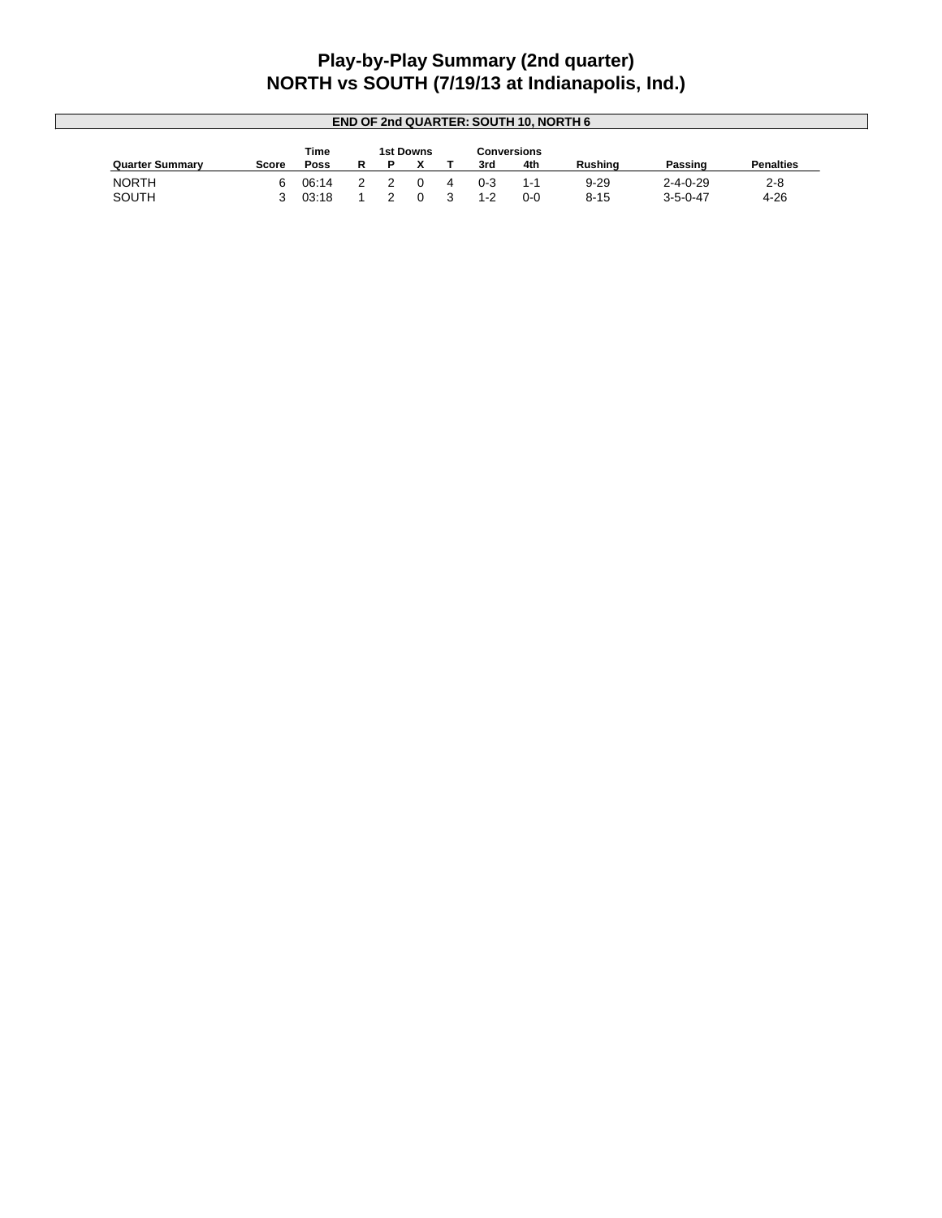# Play-by-Play Summary (2nd quarter)
# NORTH vs SOUTH (7/19/13 at Indianapolis, Ind.)

**END OF 2nd QUARTER: SOUTH 10, NORTH 6**

| Quarter Summary | Score | Time Poss | 1st Downs R | 1st Downs P | 1st Downs X | 1st Downs T | Conversions 3rd | Conversions 4th | Rushing | Passing | Penalties |
|---|---|---|---|---|---|---|---|---|---|---|---|
| NORTH | 6 | 06:14 | 2 | 2 | 0 | 4 | 0-3 | 1-1 | 9-29 | 2-4-0-29 | 2-8 |
| SOUTH | 3 | 03:18 | 1 | 2 | 0 | 3 | 1-2 | 0-0 | 8-15 | 3-5-0-47 | 4-26 |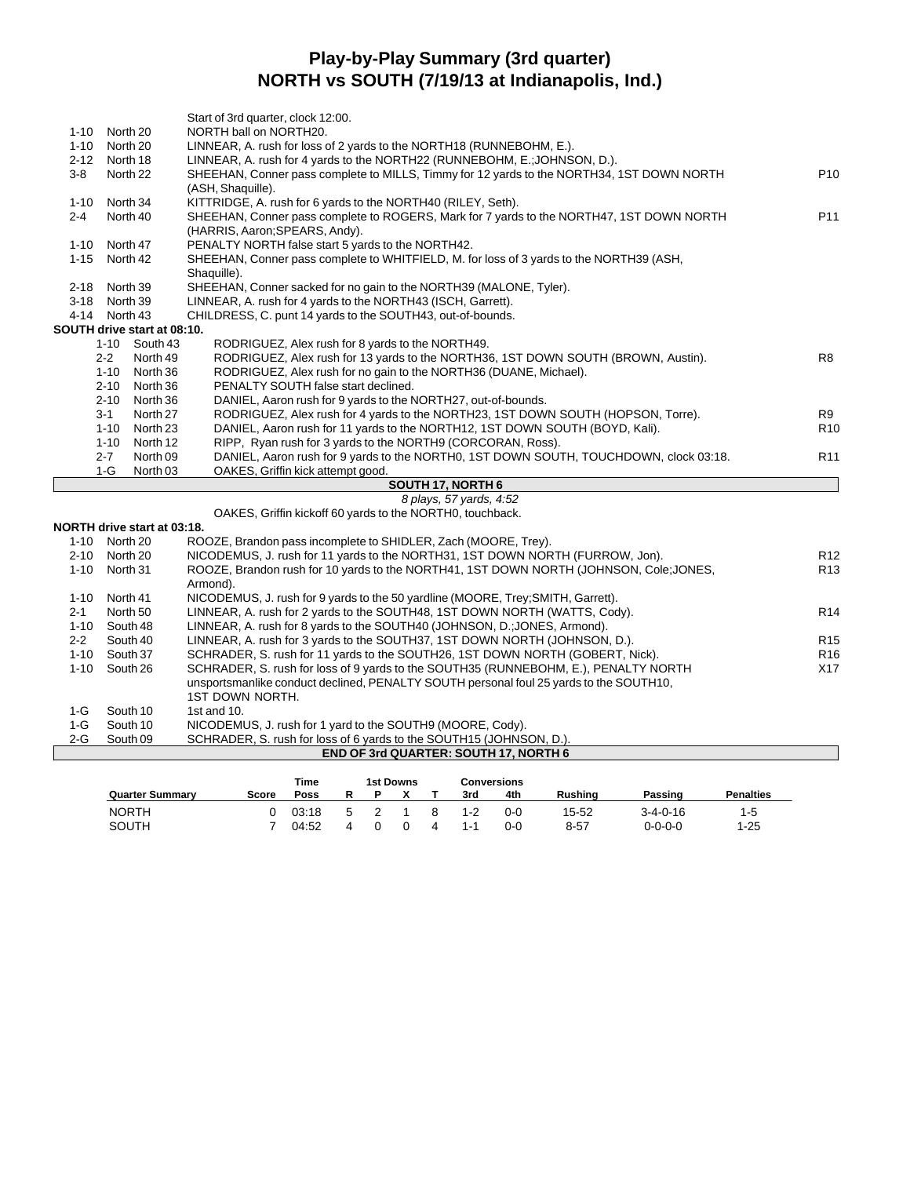# Play-by-Play Summary (3rd quarter)
## NORTH vs SOUTH (7/19/13 at Indianapolis, Ind.)

| Down | Spot | Play | |
|---|---|---|---|
| | | Start of 3rd quarter, clock 12:00. | |
| 1-10 | North 20 | NORTH ball on NORTH20. | |
| 1-10 | North 20 | LINNEAR, A. rush for loss of 2 yards to the NORTH18 (RUNNEBOHM, E.). | |
| 2-12 | North 18 | LINNEAR, A. rush for 4 yards to the NORTH22 (RUNNEBOHM, E.;JOHNSON, D.). | |
| 3-8 | North 22 | SHEEHAN, Conner pass complete to MILLS, Timmy for 12 yards to the NORTH34, 1ST DOWN NORTH (ASH, Shaquille). | P10 |
| 1-10 | North 34 | KITTRIDGE, A. rush for 6 yards to the NORTH40 (RILEY, Seth). | |
| 2-4 | North 40 | SHEEHAN, Conner pass complete to ROGERS, Mark for 7 yards to the NORTH47, 1ST DOWN NORTH (HARRIS, Aaron;SPEARS, Andy). | P11 |
| 1-10 | North 47 | PENALTY NORTH false start 5 yards to the NORTH42. | |
| 1-15 | North 42 | SHEEHAN, Conner pass complete to WHITFIELD, M. for loss of 3 yards to the NORTH39 (ASH, Shaquille). | |
| 2-18 | North 39 | SHEEHAN, Conner sacked for no gain to the NORTH39 (MALONE, Tyler). | |
| 3-18 | North 39 | LINNEAR, A. rush for 4 yards to the NORTH43 (ISCH, Garrett). | |
| 4-14 | North 43 | CHILDRESS, C. punt 14 yards to the SOUTH43, out-of-bounds. | |

**SOUTH drive start at 08:10.**

| Down | Spot | Play | |
|---|---|---|---|
| 1-10 | South 43 | RODRIGUEZ, Alex rush for 8 yards to the NORTH49. | |
| 2-2 | North 49 | RODRIGUEZ, Alex rush for 13 yards to the NORTH36, 1ST DOWN SOUTH (BROWN, Austin). | R8 |
| 1-10 | North 36 | RODRIGUEZ, Alex rush for no gain to the NORTH36 (DUANE, Michael). | |
| 2-10 | North 36 | PENALTY SOUTH false start declined. | |
| 2-10 | North 36 | DANIEL, Aaron rush for 9 yards to the NORTH27, out-of-bounds. | |
| 3-1 | North 27 | RODRIGUEZ, Alex rush for 4 yards to the NORTH23, 1ST DOWN SOUTH (HOPSON, Torre). | R9 |
| 1-10 | North 23 | DANIEL, Aaron rush for 11 yards to the NORTH12, 1ST DOWN SOUTH (BOYD, Kali). | R10 |
| 1-10 | North 12 | RIPP, Ryan rush for 3 yards to the NORTH9 (CORCORAN, Ross). | |
| 2-7 | North 09 | DANIEL, Aaron rush for 9 yards to the NORTH0, 1ST DOWN SOUTH, TOUCHDOWN, clock 03:18. | R11 |
| 1-G | North 03 | OAKES, Griffin kick attempt good. | |

**SOUTH 17, NORTH 6**

*8 plays, 57 yards, 4:52*

OAKES, Griffin kickoff 60 yards to the NORTH0, touchback.

**NORTH drive start at 03:18.**

| Down | Spot | Play | |
|---|---|---|---|
| 1-10 | North 20 | ROOZE, Brandon pass incomplete to SHIDLER, Zach (MOORE, Trey). | |
| 2-10 | North 20 | NICODEMUS, J. rush for 11 yards to the NORTH31, 1ST DOWN NORTH (FURROW, Jon). | R12 |
| 1-10 | North 31 | ROOZE, Brandon rush for 10 yards to the NORTH41, 1ST DOWN NORTH (JOHNSON, Cole;JONES, Armond). | R13 |
| 1-10 | North 41 | NICODEMUS, J. rush for 9 yards to the 50 yardline (MOORE, Trey;SMITH, Garrett). | |
| 2-1 | North 50 | LINNEAR, A. rush for 2 yards to the SOUTH48, 1ST DOWN NORTH (WATTS, Cody). | R14 |
| 1-10 | South 48 | LINNEAR, A. rush for 8 yards to the SOUTH40 (JOHNSON, D.;JONES, Armond). | |
| 2-2 | South 40 | LINNEAR, A. rush for 3 yards to the SOUTH37, 1ST DOWN NORTH (JOHNSON, D.). | R15 |
| 1-10 | South 37 | SCHRADER, S. rush for 11 yards to the SOUTH26, 1ST DOWN NORTH (GOBERT, Nick). | R16 |
| 1-10 | South 26 | SCHRADER, S. rush for loss of 9 yards to the SOUTH35 (RUNNEBOHM, E.), PENALTY NORTH unsportsmanlike conduct declined, PENALTY SOUTH personal foul 25 yards to the SOUTH10, 1ST DOWN NORTH. | X17 |
| 1-G | South 10 | 1st and 10. | |
| 1-G | South 10 | NICODEMUS, J. rush for 1 yard to the SOUTH9 (MOORE, Cody). | |
| 2-G | South 09 | SCHRADER, S. rush for loss of 6 yards to the SOUTH15 (JOHNSON, D.). | |

**END OF 3rd QUARTER: SOUTH 17, NORTH 6**

| Quarter Summary | Score | Time Poss | 1st Downs R | P | X | T | Conversions 3rd | 4th | Rushing | Passing | Penalties |
|---|---|---|---|---|---|---|---|---|---|---|---|
| NORTH | 0 | 03:18 | 5 | 2 | 1 | 8 | 1-2 | 0-0 | 15-52 | 3-4-0-16 | 1-5 |
| SOUTH | 7 | 04:52 | 4 | 0 | 0 | 4 | 1-1 | 0-0 | 8-57 | 0-0-0-0 | 1-25 |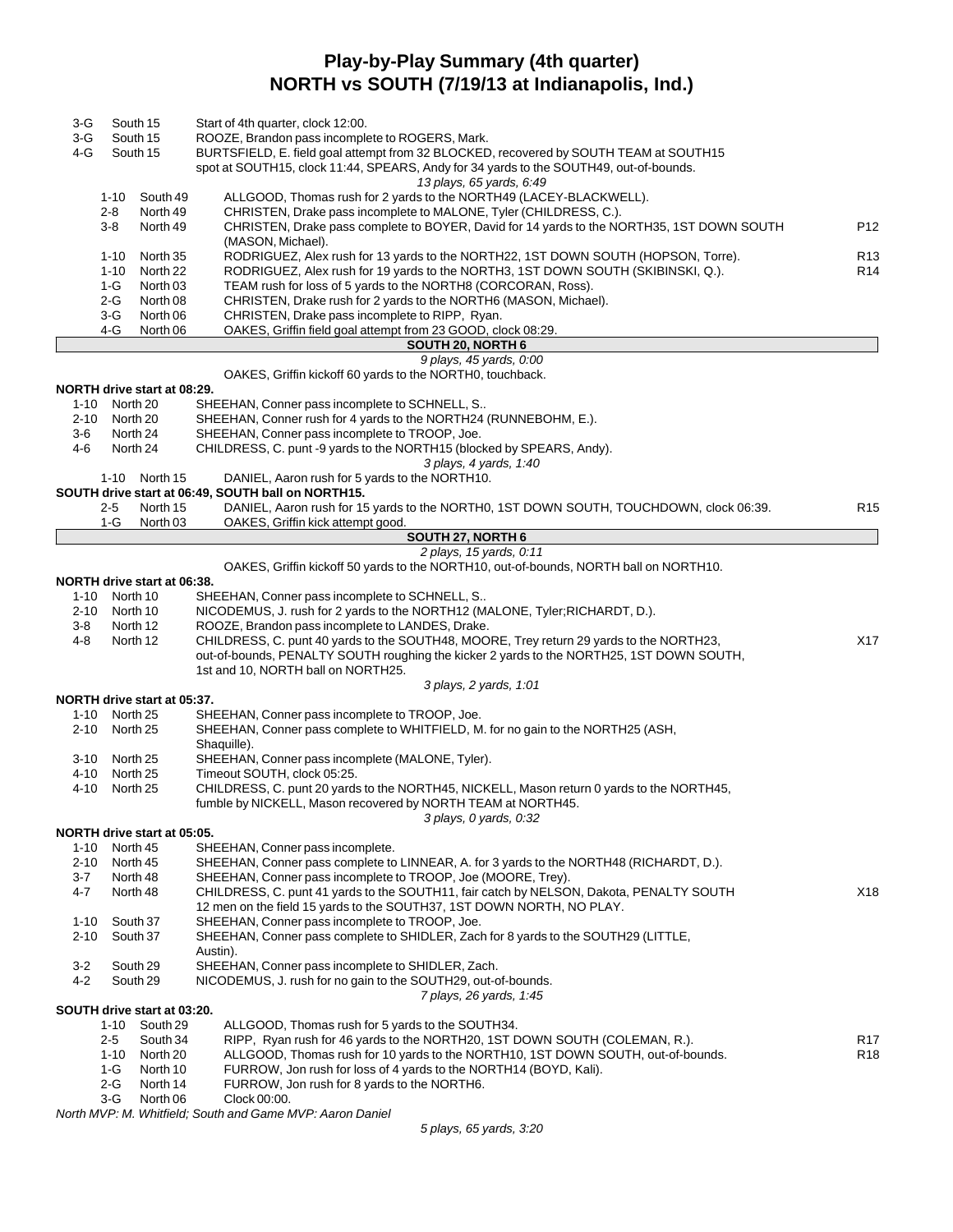# Play-by-Play Summary (4th quarter)
## NORTH vs SOUTH (7/19/13 at Indianapolis, Ind.)

| Down | Spot | Play | |
|---|---|---|---|
| 3-G | South 15 | Start of 4th quarter, clock 12:00. | |
| 3-G | South 15 | ROOZE, Brandon pass incomplete to ROGERS, Mark. | |
| 4-G | South 15 | BURTSFIELD, E. field goal attempt from 32 BLOCKED, recovered by SOUTH TEAM at SOUTH15 spot at SOUTH15, clock 11:44, SPEARS, Andy for 34 yards to the SOUTH49, out-of-bounds. | |
| | | *13 plays, 65 yards, 6:49* | |
| 1-10 | South 49 | ALLGOOD, Thomas rush for 2 yards to the NORTH49 (LACEY-BLACKWELL). | |
| 2-8 | North 49 | CHRISTEN, Drake pass incomplete to MALONE, Tyler (CHILDRESS, C.). | |
| 3-8 | North 49 | CHRISTEN, Drake pass complete to BOYER, David for 14 yards to the NORTH35, 1ST DOWN SOUTH (MASON, Michael). | P12 |
| 1-10 | North 35 | RODRIGUEZ, Alex rush for 13 yards to the NORTH22, 1ST DOWN SOUTH (HOPSON, Torre). | R13 |
| 1-10 | North 22 | RODRIGUEZ, Alex rush for 19 yards to the NORTH3, 1ST DOWN SOUTH (SKIBINSKI, Q.). | R14 |
| 1-G | North 03 | TEAM rush for loss of 5 yards to the NORTH8 (CORCORAN, Ross). | |
| 2-G | North 08 | CHRISTEN, Drake rush for 2 yards to the NORTH6 (MASON, Michael). | |
| 3-G | North 06 | CHRISTEN, Drake pass incomplete to RIPP, Ryan. | |
| 4-G | North 06 | OAKES, Griffin field goal attempt from 23 GOOD, clock 08:29. | |
| | | **SOUTH 20, NORTH 6** | |
| | | *9 plays, 45 yards, 0:00* | |
| | | OAKES, Griffin kickoff 60 yards to the NORTH0, touchback. | |
| **NORTH drive start at 08:29.** | | | |
| 1-10 | North 20 | SHEEHAN, Conner pass incomplete to SCHNELL, S.. | |
| 2-10 | North 20 | SHEEHAN, Conner rush for 4 yards to the NORTH24 (RUNNEBOHM, E.). | |
| 3-6 | North 24 | SHEEHAN, Conner pass incomplete to TROOP, Joe. | |
| 4-6 | North 24 | CHILDRESS, C. punt -9 yards to the NORTH15 (blocked by SPEARS, Andy). | |
| | | *3 plays, 4 yards, 1:40* | |
| 1-10 | North 15 | DANIEL, Aaron rush for 5 yards to the NORTH10. | |
| **SOUTH drive start at 06:49, SOUTH ball on NORTH15.** | | | |
| 2-5 | North 15 | DANIEL, Aaron rush for 15 yards to the NORTH0, 1ST DOWN SOUTH, TOUCHDOWN, clock 06:39. | R15 |
| 1-G | North 03 | OAKES, Griffin kick attempt good. | |
| | | **SOUTH 27, NORTH 6** | |
| | | *2 plays, 15 yards, 0:11* | |
| | | OAKES, Griffin kickoff 50 yards to the NORTH10, out-of-bounds, NORTH ball on NORTH10. | |
| **NORTH drive start at 06:38.** | | | |
| 1-10 | North 10 | SHEEHAN, Conner pass incomplete to SCHNELL, S.. | |
| 2-10 | North 10 | NICODEMUS, J. rush for 2 yards to the NORTH12 (MALONE, Tyler;RICHARDT, D.). | |
| 3-8 | North 12 | ROOZE, Brandon pass incomplete to LANDES, Drake. | |
| 4-8 | North 12 | CHILDRESS, C. punt 40 yards to the SOUTH48, MOORE, Trey return 29 yards to the NORTH23, out-of-bounds, PENALTY SOUTH roughing the kicker 2 yards to the NORTH25, 1ST DOWN SOUTH, 1st and 10, NORTH ball on NORTH25. | X17 |
| | | *3 plays, 2 yards, 1:01* | |
| **NORTH drive start at 05:37.** | | | |
| 1-10 | North 25 | SHEEHAN, Conner pass incomplete to TROOP, Joe. | |
| 2-10 | North 25 | SHEEHAN, Conner pass complete to WHITFIELD, M. for no gain to the NORTH25 (ASH, Shaquille). | |
| 3-10 | North 25 | SHEEHAN, Conner pass incomplete (MALONE, Tyler). | |
| 4-10 | North 25 | Timeout SOUTH, clock 05:25. | |
| 4-10 | North 25 | CHILDRESS, C. punt 20 yards to the NORTH45, NICKELL, Mason return 0 yards to the NORTH45, fumble by NICKELL, Mason recovered by NORTH TEAM at NORTH45. | |
| | | *3 plays, 0 yards, 0:32* | |
| **NORTH drive start at 05:05.** | | | |
| 1-10 | North 45 | SHEEHAN, Conner pass incomplete. | |
| 2-10 | North 45 | SHEEHAN, Conner pass complete to LINNEAR, A. for 3 yards to the NORTH48 (RICHARDT, D.). | |
| 3-7 | North 48 | SHEEHAN, Conner pass incomplete to TROOP, Joe (MOORE, Trey). | |
| 4-7 | North 48 | CHILDRESS, C. punt 41 yards to the SOUTH11, fair catch by NELSON, Dakota, PENALTY SOUTH 12 men on the field 15 yards to the SOUTH37, 1ST DOWN NORTH, NO PLAY. | X18 |
| 1-10 | South 37 | SHEEHAN, Conner pass incomplete to TROOP, Joe. | |
| 2-10 | South 37 | SHEEHAN, Conner pass complete to SHIDLER, Zach for 8 yards to the SOUTH29 (LITTLE, Austin). | |
| 3-2 | South 29 | SHEEHAN, Conner pass incomplete to SHIDLER, Zach. | |
| 4-2 | South 29 | NICODEMUS, J. rush for no gain to the SOUTH29, out-of-bounds. | |
| | | *7 plays, 26 yards, 1:45* | |
| **SOUTH drive start at 03:20.** | | | |
| 1-10 | South 29 | ALLGOOD, Thomas rush for 5 yards to the SOUTH34. | |
| 2-5 | South 34 | RIPP, Ryan rush for 46 yards to the NORTH20, 1ST DOWN SOUTH (COLEMAN, R.). | R17 |
| 1-10 | North 20 | ALLGOOD, Thomas rush for 10 yards to the NORTH10, 1ST DOWN SOUTH, out-of-bounds. | R18 |
| 1-G | North 10 | FURROW, Jon rush for loss of 4 yards to the NORTH14 (BOYD, Kali). | |
| 2-G | North 14 | FURROW, Jon rush for 8 yards to the NORTH6. | |
| 3-G | North 06 | Clock 00:00. | |

*North MVP: M. Whitfield; South and Game MVP: Aaron Daniel*

*5 plays, 65 yards, 3:20*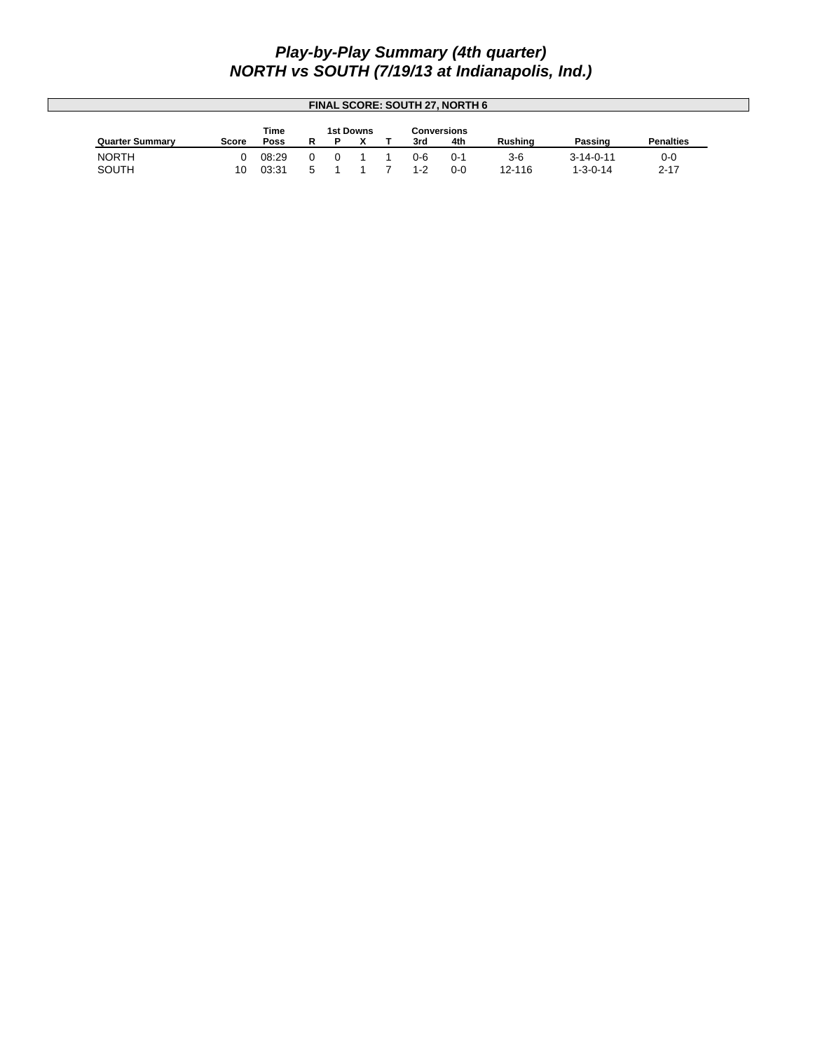# *Play-by-Play Summary (4th quarter)*
# *NORTH vs SOUTH (7/19/13 at Indianapolis, Ind.)*

**FINAL SCORE: SOUTH 27, NORTH 6**

| Quarter Summary | Score | Time Poss | 1st Downs R | P | X | T | Conversions 3rd | 4th | Rushing | Passing | Penalties |
|---|---|---|---|---|---|---|---|---|---|---|---|
| NORTH | 0 | 08:29 | 0 | 0 | 1 | 1 | 0-6 | 0-1 | 3-6 | 3-14-0-11 | 0-0 |
| SOUTH | 10 | 03:31 | 5 | 1 | 1 | 7 | 1-2 | 0-0 | 12-116 | 1-3-0-14 | 2-17 |